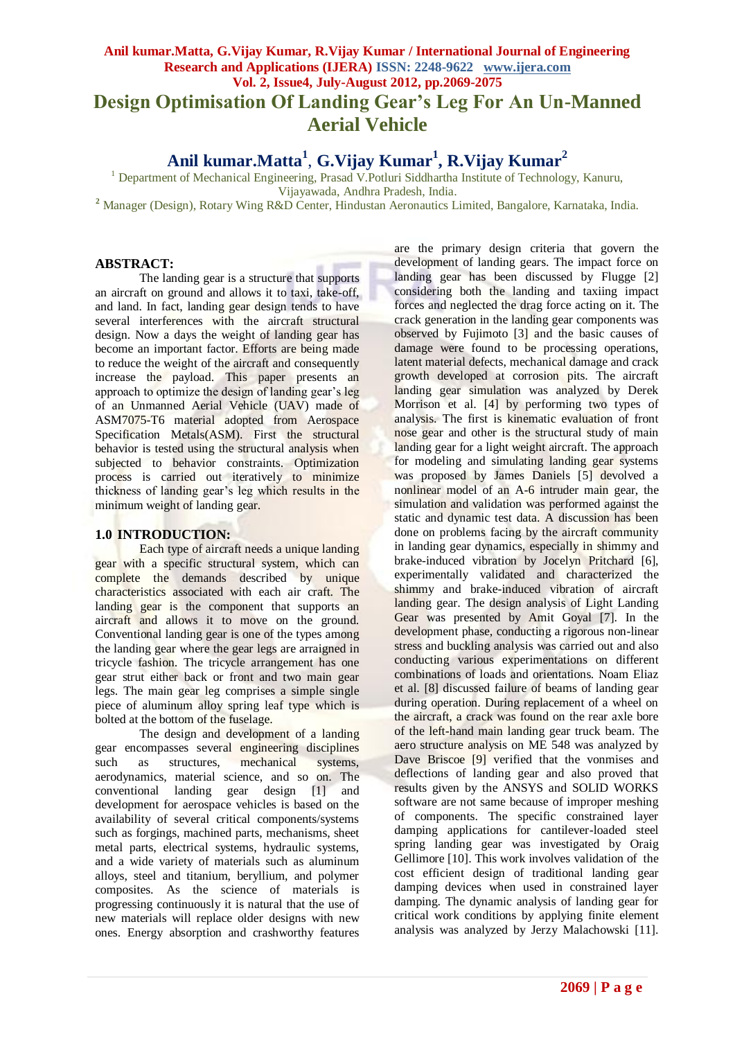# Design Optimisation Of Landing Gear's Leg For An Un-Manned Aerial Vehicle

**Anil kumar.Matta[1], G.Vijay Kumar[1], R.Vijay Kumar[2]**

[1] Department of Mechanical Engineering, Prasad V.Potluri Siddhartha Institute of Technology, Kanuru, Vijayawada, Andhra Pradesh, India.

[2] Manager (Design), Rotary Wing R&D Center, Hindustan Aeronautics Limited, Bangalore, Karnataka, India.

## ABSTRACT:

The landing gear is a structure that supports an aircraft on ground and allows it to taxi, take-off, and land. In fact, landing gear design tends to have several interferences with the aircraft structural design. Now a days the weight of landing gear has become an important factor. Efforts are being made to reduce the weight of the aircraft and consequently increase the payload. This paper presents an approach to optimize the design of landing gear's leg of an Unmanned Aerial Vehicle (UAV) made of ASM7075-T6 material adopted from Aerospace Specification Metals(ASM). First the structural behavior is tested using the structural analysis when subjected to behavior constraints. Optimization process is carried out iteratively to minimize thickness of landing gear's leg which results in the minimum weight of landing gear.

## 1.0 INTRODUCTION:

Each type of aircraft needs a unique landing gear with a specific structural system, which can complete the demands described by unique characteristics associated with each air craft. The landing gear is the component that supports an aircraft and allows it to move on the ground. Conventional landing gear is one of the types among the landing gear where the gear legs are arraigned in tricycle fashion. The tricycle arrangement has one gear strut either back or front and two main gear legs. The main gear leg comprises a simple single piece of aluminum alloy spring leaf type which is bolted at the bottom of the fuselage.

The design and development of a landing gear encompasses several engineering disciplines such as structures, mechanical systems, aerodynamics, material science, and so on. The conventional landing gear design [1] and development for aerospace vehicles is based on the availability of several critical components/systems such as forgings, machined parts, mechanisms, sheet metal parts, electrical systems, hydraulic systems, and a wide variety of materials such as aluminum alloys, steel and titanium, beryllium, and polymer composites. As the science of materials is progressing continuously it is natural that the use of new materials will replace older designs with new ones. Energy absorption and crashworthy features are the primary design criteria that govern the development of landing gears. The impact force on landing gear has been discussed by Flugge [2] considering both the landing and taxiing impact forces and neglected the drag force acting on it. The crack generation in the landing gear components was observed by Fujimoto [3] and the basic causes of damage were found to be processing operations, latent material defects, mechanical damage and crack growth developed at corrosion pits. The aircraft landing gear simulation was analyzed by Derek Morrison et al. [4] by performing two types of analysis. The first is kinematic evaluation of front nose gear and other is the structural study of main landing gear for a light weight aircraft. The approach for modeling and simulating landing gear systems was proposed by James Daniels [5] devolved a nonlinear model of an A-6 intruder main gear, the simulation and validation was performed against the static and dynamic test data. A discussion has been done on problems facing by the aircraft community in landing gear dynamics, especially in shimmy and brake-induced vibration by Jocelyn Pritchard [6], experimentally validated and characterized the shimmy and brake-induced vibration of aircraft landing gear. The design analysis of Light Landing Gear was presented by Amit Goyal [7]. In the development phase, conducting a rigorous non-linear stress and buckling analysis was carried out and also conducting various experimentations on different combinations of loads and orientations. Noam Eliaz et al. [8] discussed failure of beams of landing gear during operation. During replacement of a wheel on the aircraft, a crack was found on the rear axle bore of the left-hand main landing gear truck beam. The aero structure analysis on ME 548 was analyzed by Dave Briscoe [9] verified that the vonmises and deflections of landing gear and also proved that results given by the ANSYS and SOLID WORKS software are not same because of improper meshing of components. The specific constrained layer damping applications for cantilever-loaded steel spring landing gear was investigated by Oraig Gellimore [10]. This work involves validation of the cost efficient design of traditional landing gear damping devices when used in constrained layer damping. The dynamic analysis of landing gear for critical work conditions by applying finite element analysis was analyzed by Jerzy Malachowski [11].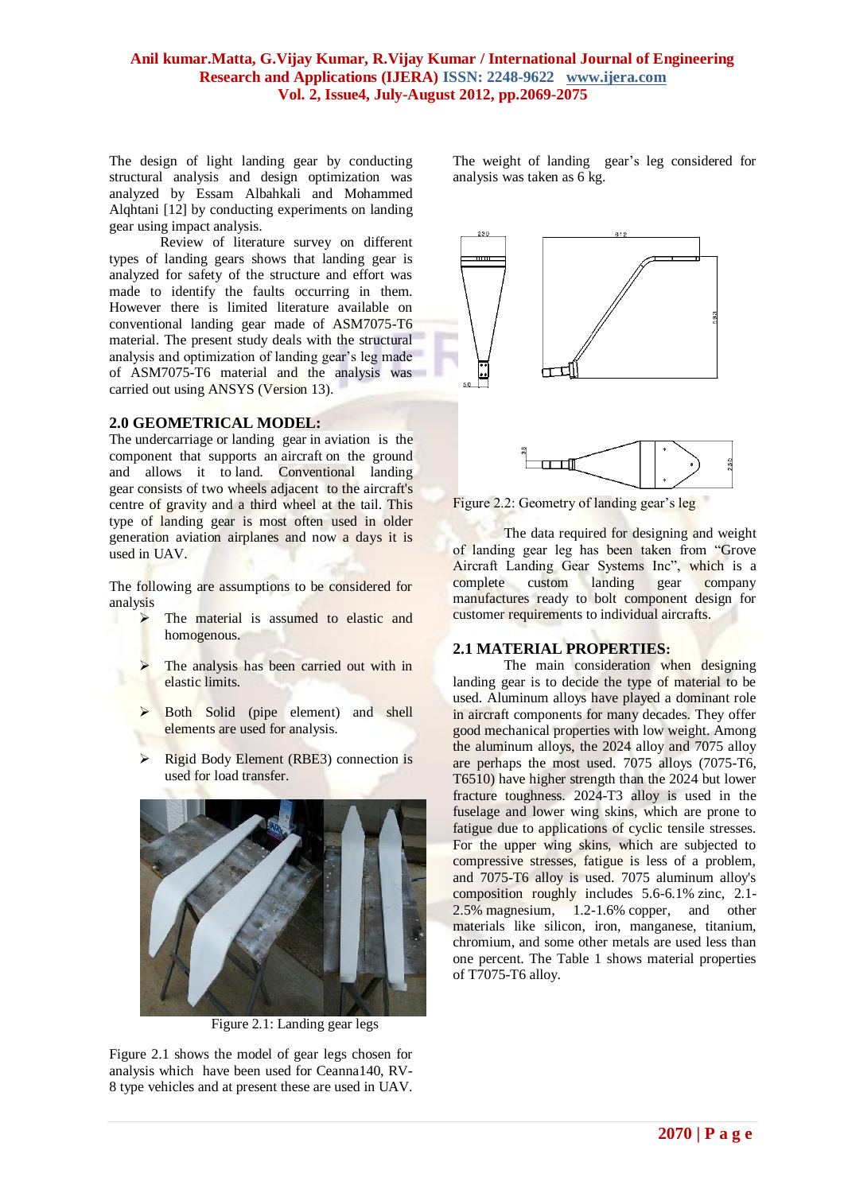The design of light landing gear by conducting structural analysis and design optimization was analyzed by Essam Albahkali and Mohammed Alqhtani [12] by conducting experiments on landing gear using impact analysis.

Review of literature survey on different types of landing gears shows that landing gear is analyzed for safety of the structure and effort was made to identify the faults occurring in them. However there is limited literature available on conventional landing gear made of ASM7075-T6 material. The present study deals with the structural analysis and optimization of landing gear's leg made of ASM7075-T6 material and the analysis was carried out using ANSYS (Version 13).

## 2.0 GEOMETRICAL MODEL:

The undercarriage or landing gear in aviation is the component that supports an aircraft on the ground and allows it to land. Conventional landing gear consists of two wheels adjacent to the aircraft's centre of gravity and a third wheel at the tail. This type of landing gear is most often used in older generation aviation airplanes and now a days it is used in UAV.

The following are assumptions to be considered for analysis

- The material is assumed to elastic and homogenous.
- The analysis has been carried out with in elastic limits.
- Both Solid (pipe element) and shell elements are used for analysis.
- Rigid Body Element (RBE3) connection is used for load transfer.

Figure 2.1: Landing gear legs

Figure 2.1 shows the model of gear legs chosen for analysis which have been used for Ceanna140, RV-8 type vehicles and at present these are used in UAV.

The weight of landing gear's leg considered for analysis was taken as 6 kg.

Figure 2.2: Geometry of landing gear's leg

The data required for designing and weight of landing gear leg has been taken from "Grove Aircraft Landing Gear Systems Inc", which is a complete custom landing gear company manufactures ready to bolt component design for customer requirements to individual aircrafts.

## 2.1 MATERIAL PROPERTIES:

The main consideration when designing landing gear is to decide the type of material to be used. Aluminum alloys have played a dominant role in aircraft components for many decades. They offer good mechanical properties with low weight. Among the aluminum alloys, the 2024 alloy and 7075 alloy are perhaps the most used. 7075 alloys (7075-T6, T6510) have higher strength than the 2024 but lower fracture toughness. 2024-T3 alloy is used in the fuselage and lower wing skins, which are prone to fatigue due to applications of cyclic tensile stresses. For the upper wing skins, which are subjected to compressive stresses, fatigue is less of a problem, and 7075-T6 alloy is used. 7075 aluminum alloy's composition roughly includes 5.6-6.1% zinc, 2.1-2.5% magnesium, 1.2-1.6% copper, and other materials like silicon, iron, manganese, titanium, chromium, and some other metals are used less than one percent. The Table 1 shows material properties of T7075-T6 alloy.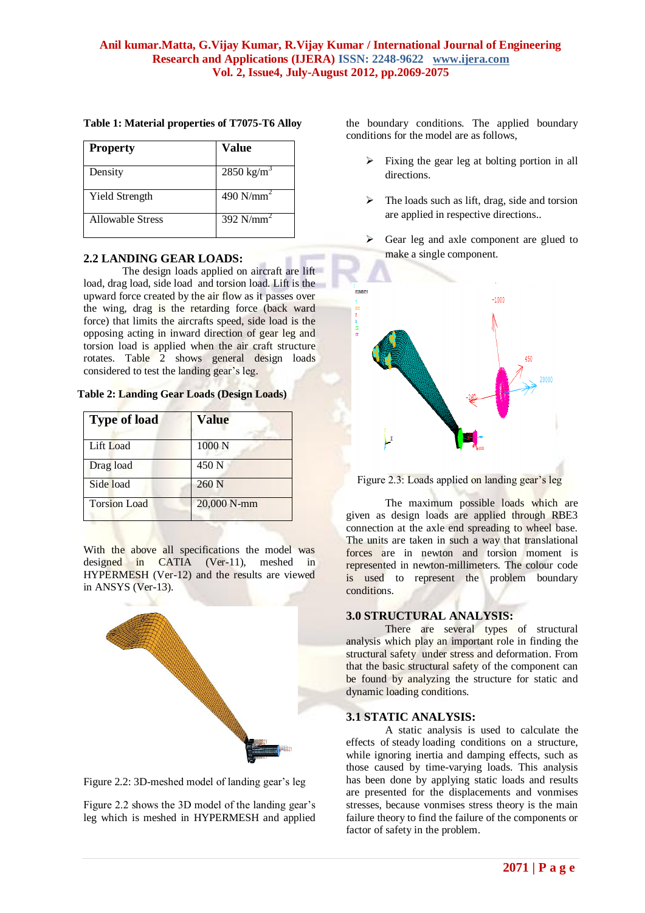**Table 1: Material properties of T7075-T6 Alloy**

| Property | Value |
|---|---|
| Density | 2850 kg/m$^3$ |
| Yield Strength | 490 N/mm$^2$ |
| Allowable Stress | 392 N/mm$^2$ |

## 2.2 LANDING GEAR LOADS:

The design loads applied on aircraft are lift load, drag load, side load and torsion load. Lift is the upward force created by the air flow as it passes over the wing, drag is the retarding force (back ward force) that limits the aircrafts speed, side load is the opposing acting in inward direction of gear leg and torsion load is applied when the air craft structure rotates. Table 2 shows general design loads considered to test the landing gear's leg.

**Table 2: Landing Gear Loads (Design Loads)**

| Type of load | Value |
|---|---|
| Lift Load | 1000 N |
| Drag load | 450 N |
| Side load | 260 N |
| Torsion Load | 20,000 N-mm |

With the above all specifications the model was designed in CATIA (Ver-11), meshed in HYPERMESH (Ver-12) and the results are viewed in ANSYS (Ver-13).

Figure 2.2: 3D-meshed model of landing gear's leg

Figure 2.2 shows the 3D model of the landing gear's leg which is meshed in HYPERMESH and applied the boundary conditions. The applied boundary conditions for the model are as follows,

- Fixing the gear leg at bolting portion in all directions.
- The loads such as lift, drag, side and torsion are applied in respective directions..
- Gear leg and axle component are glued to make a single component.

Figure 2.3: Loads applied on landing gear's leg

The maximum possible loads which are given as design loads are applied through RBE3 connection at the axle end spreading to wheel base. The units are taken in such a way that translational forces are in newton and torsion moment is represented in newton-millimeters. The colour code is used to represent the problem boundary conditions.

## 3.0 STRUCTURAL ANALYSIS:

There are several types of structural analysis which play an important role in finding the structural safety under stress and deformation. From that the basic structural safety of the component can be found by analyzing the structure for static and dynamic loading conditions.

## 3.1 STATIC ANALYSIS:

A static analysis is used to calculate the effects of steady loading conditions on a structure, while ignoring inertia and damping effects, such as those caused by time-varying loads. This analysis has been done by applying static loads and results are presented for the displacements and vonmises stresses, because vonmises stress theory is the main failure theory to find the failure of the components or factor of safety in the problem.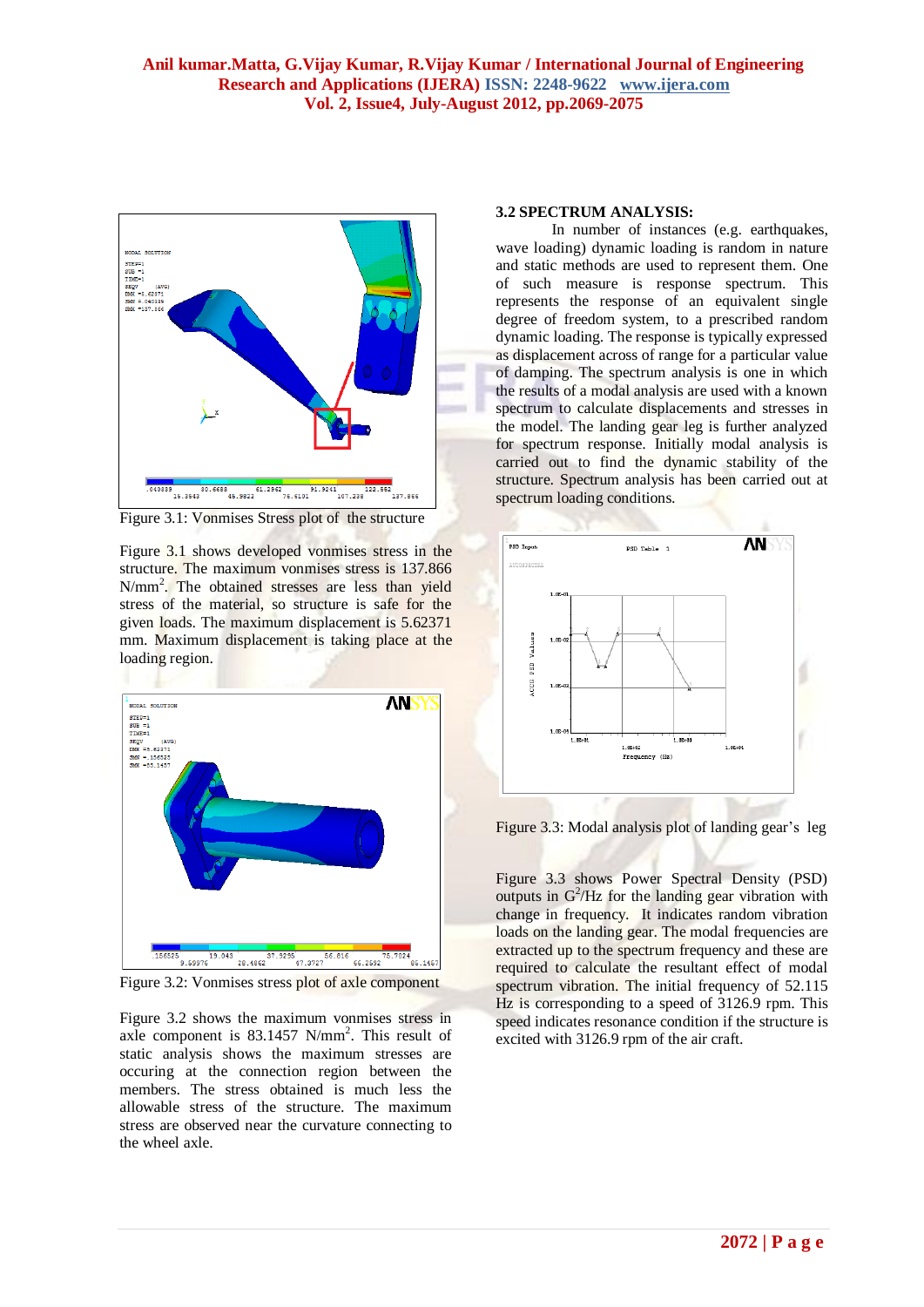Figure 3.1: Vonmises Stress plot of the structure

Figure 3.1 shows developed vonmises stress in the structure. The maximum vonmises stress is 137.866 $N/mm^2$. The obtained stresses are less than yield stress of the material, so structure is safe for the given loads. The maximum displacement is 5.62371 mm. Maximum displacement is taking place at the loading region.

Figure 3.2: Vonmises stress plot of axle component

Figure 3.2 shows the maximum vonmises stress in axle component is 83.1457 $N/mm^2$. This result of static analysis shows the maximum stresses are occuring at the connection region between the members. The stress obtained is much less the allowable stress of the structure. The maximum stress are observed near the curvature connecting to the wheel axle.

### 3.2 SPECTRUM ANALYSIS:

In number of instances (e.g. earthquakes, wave loading) dynamic loading is random in nature and static methods are used to represent them. One of such measure is response spectrum. This represents the response of an equivalent single degree of freedom system, to a prescribed random dynamic loading. The response is typically expressed as displacement across of range for a particular value of damping. The spectrum analysis is one in which the results of a modal analysis are used with a known spectrum to calculate displacements and stresses in the model. The landing gear leg is further analyzed for spectrum response. Initially modal analysis is carried out to find the dynamic stability of the structure. Spectrum analysis has been carried out at spectrum loading conditions.

Figure 3.3: Modal analysis plot of landing gear's leg

Figure 3.3 shows Power Spectral Density (PSD) outputs in $G^2/Hz$ for the landing gear vibration with change in frequency. It indicates random vibration loads on the landing gear. The modal frequencies are extracted up to the spectrum frequency and these are required to calculate the resultant effect of modal spectrum vibration. The initial frequency of 52.115 Hz is corresponding to a speed of 3126.9 rpm. This speed indicates resonance condition if the structure is excited with 3126.9 rpm of the air craft.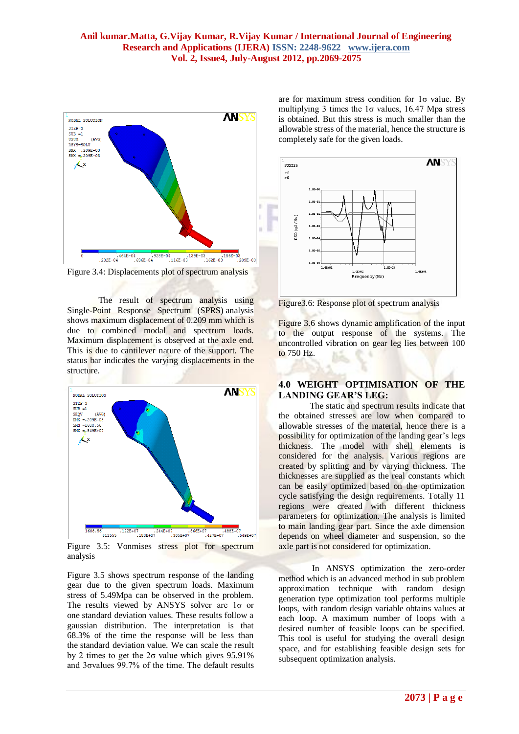Figure 3.4: Displacements plot of spectrum analysis

The result of spectrum analysis using Single-Point Response Spectrum (SPRS) analysis shows maximum displacement of 0.209 mm which is due to combined modal and spectrum loads. Maximum displacement is observed at the axle end. This is due to cantilever nature of the support. The status bar indicates the varying displacements in the structure.

Figure 3.5: Vonmises stress plot for spectrum analysis

Figure 3.5 shows spectrum response of the landing gear due to the given spectrum loads. Maximum stress of 5.49Mpa can be observed in the problem. The results viewed by ANSYS solver are 1σ or one standard deviation values. These results follow a gaussian distribution. The interpretation is that 68.3% of the time the response will be less than the standard deviation value. We can scale the result by 2 times to get the 2σ value which gives 95.91% and 3σvalues 99.7% of the time. The default results are for maximum stress condition for 1σ value. By multiplying 3 times the 1σ values, 16.47 Mpa stress is obtained. But this stress is much smaller than the allowable stress of the material, hence the structure is completely safe for the given loads.

Figure3.6: Response plot of spectrum analysis

Figure 3.6 shows dynamic amplification of the input to the output response of the systems. The uncontrolled vibration on gear leg lies between 100 to 750 Hz.

## 4.0 WEIGHT OPTIMISATION OF THE LANDING GEAR'S LEG:

The static and spectrum results indicate that the obtained stresses are low when compared to allowable stresses of the material, hence there is a possibility for optimization of the landing gear's legs thickness. The model with shell elements is considered for the analysis. Various regions are created by splitting and by varying thickness. The thicknesses are supplied as the real constants which can be easily optimized based on the optimization cycle satisfying the design requirements. Totally 11 regions were created with different thickness parameters for optimization. The analysis is limited to main landing gear part. Since the axle dimension depends on wheel diameter and suspension, so the axle part is not considered for optimization.

In ANSYS optimization the zero-order method which is an advanced method in sub problem approximation technique with random design generation type optimization tool performs multiple loops, with random design variable obtains values at each loop. A maximum number of loops with a desired number of feasible loops can be specified. This tool is useful for studying the overall design space, and for establishing feasible design sets for subsequent optimization analysis.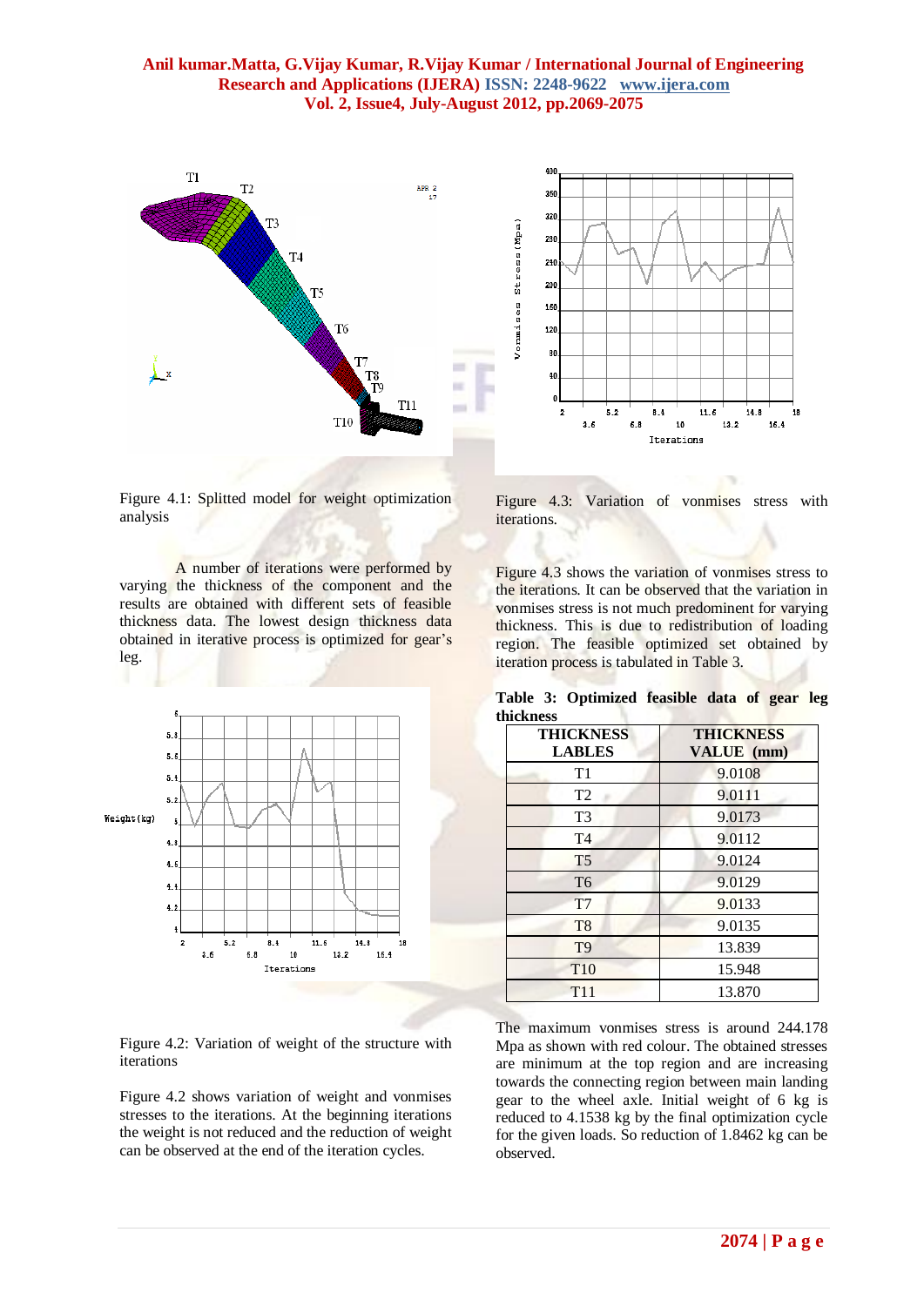Figure 4.1: Splitted model for weight optimization analysis

A number of iterations were performed by varying the thickness of the component and the results are obtained with different sets of feasible thickness data. The lowest design thickness data obtained in iterative process is optimized for gear's leg.

Figure 4.2: Variation of weight of the structure with iterations

Figure 4.2 shows variation of weight and vonmises stresses to the iterations. At the beginning iterations the weight is not reduced and the reduction of weight can be observed at the end of the iteration cycles.

Figure 4.3: Variation of vonmises stress with iterations.

Figure 4.3 shows the variation of vonmises stress to the iterations. It can be observed that the variation in vonmises stress is not much predominent for varying thickness. This is due to redistribution of loading region. The feasible optimized set obtained by iteration process is tabulated in Table 3.

**Table 3: Optimized feasible data of gear leg thickness**

| THICKNESS LABLES | THICKNESS VALUE (mm) |
|---|---|
| T1 | 9.0108 |
| T2 | 9.0111 |
| T3 | 9.0173 |
| T4 | 9.0112 |
| T5 | 9.0124 |
| T6 | 9.0129 |
| T7 | 9.0133 |
| T8 | 9.0135 |
| T9 | 13.839 |
| T10 | 15.948 |
| T11 | 13.870 |

The maximum vonmises stress is around 244.178 Mpa as shown with red colour. The obtained stresses are minimum at the top region and are increasing towards the connecting region between main landing gear to the wheel axle. Initial weight of 6 kg is reduced to 4.1538 kg by the final optimization cycle for the given loads. So reduction of 1.8462 kg can be observed.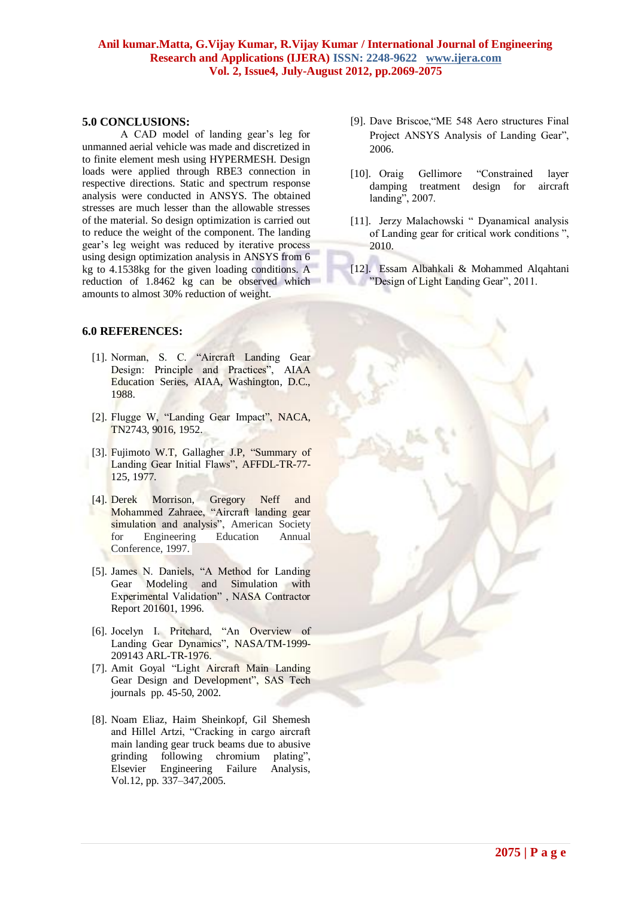## 5.0 CONCLUSIONS:

A CAD model of landing gear's leg for unmanned aerial vehicle was made and discretized in to finite element mesh using HYPERMESH. Design loads were applied through RBE3 connection in respective directions. Static and spectrum response analysis were conducted in ANSYS. The obtained stresses are much lesser than the allowable stresses of the material. So design optimization is carried out to reduce the weight of the component. The landing gear's leg weight was reduced by iterative process using design optimization analysis in ANSYS from 6 kg to 4.1538kg for the given loading conditions. A reduction of 1.8462 kg can be observed which amounts to almost 30% reduction of weight.

## 6.0 REFERENCES:

[1]. Norman, S. C. "Aircraft Landing Gear Design: Principle and Practices", AIAA Education Series, AIAA, Washington, D.C., 1988.

[2]. Flugge W, "Landing Gear Impact", NACA, TN2743, 9016, 1952.

[3]. Fujimoto W.T, Gallagher J.P, "Summary of Landing Gear Initial Flaws", AFFDL-TR-77-125, 1977.

[4]. Derek Morrison, Gregory Neff and Mohammed Zahraee, "Aircraft landing gear simulation and analysis", American Society for Engineering Education Annual Conference, 1997.

[5]. James N. Daniels, "A Method for Landing Gear Modeling and Simulation with Experimental Validation" , NASA Contractor Report 201601, 1996.

[6]. Jocelyn I. Pritchard, "An Overview of Landing Gear Dynamics", NASA/TM-1999-209143 ARL-TR-1976.

[7]. Amit Goyal "Light Aircraft Main Landing Gear Design and Development", SAS Tech journals pp. 45-50, 2002.

[8]. Noam Eliaz, Haim Sheinkopf, Gil Shemesh and Hillel Artzi, "Cracking in cargo aircraft main landing gear truck beams due to abusive grinding following chromium plating", Elsevier Engineering Failure Analysis, Vol.12, pp. 337–347,2005.

[9]. Dave Briscoe,"ME 548 Aero structures Final Project ANSYS Analysis of Landing Gear", 2006.

[10]. Oraig Gellimore "Constrained layer damping treatment design for aircraft landing", 2007.

[11]. Jerzy Malachowski " Dyanamical analysis of Landing gear for critical work conditions ", 2010.

[12]. Essam Albahkali & Mohammed Alqahtani "Design of Light Landing Gear", 2011.